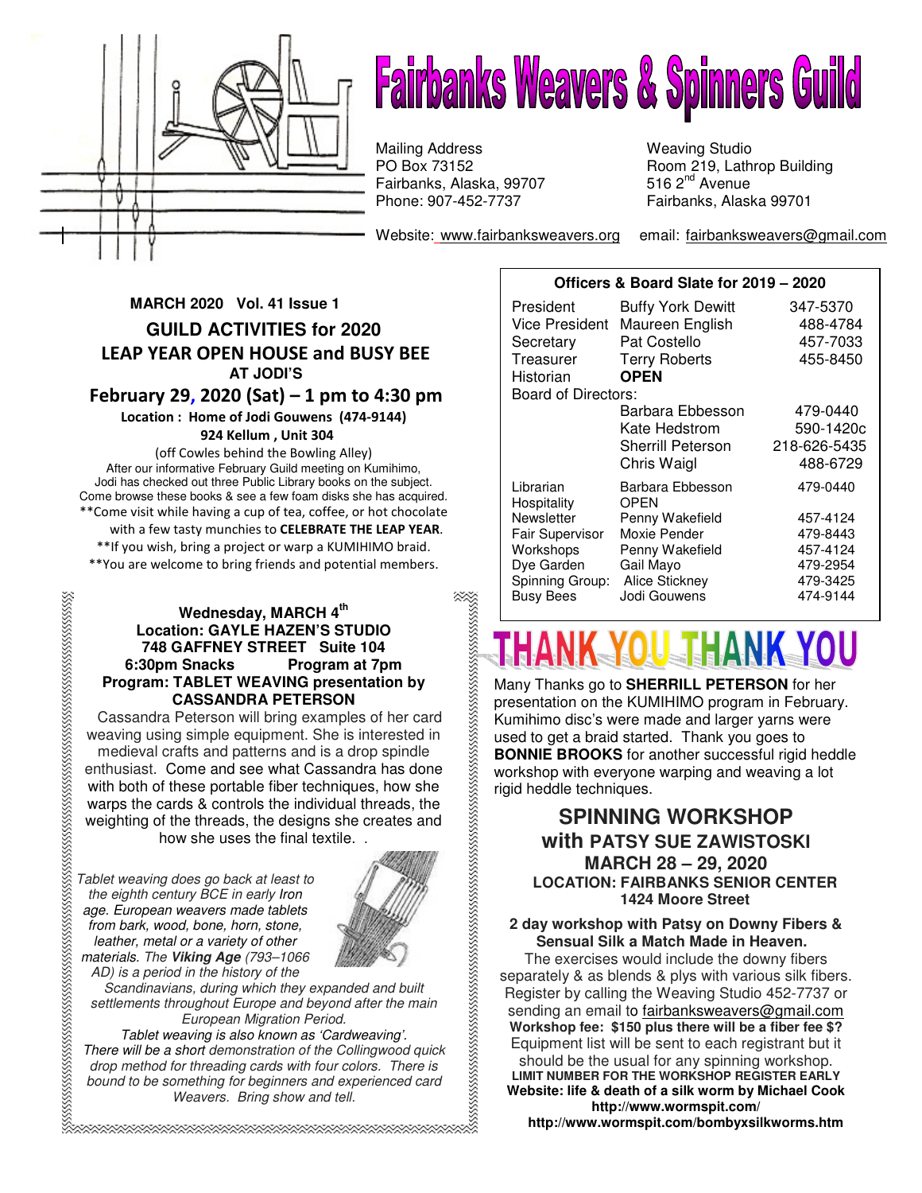# Fairbanks Weavers & Spinners Guild

Mailing Address
PO Box 73152
Fairbanks, Alaska, 99707
Phone: 907-452-7737

Weaving Studio
Room 219, Lathrop Building
516 2nd Avenue
Fairbanks, Alaska 99701

Website: www.fairbanksweavers.org email: fairbanksweavers@gmail.com

**MARCH 2020 Vol. 41 Issue 1**

## GUILD ACTIVITIES for 2020

## LEAP YEAR OPEN HOUSE and BUSY BEE

**AT JODI'S**

### February 29, 2020 (Sat) – 1 pm to 4:30 pm

**Location : Home of Jodi Gouwens (474-9144)**
**924 Kellum , Unit 304**

(off Cowles behind the Bowling Alley)
After our informative February Guild meeting on Kumihimo, Jodi has checked out three Public Library books on the subject. Come browse these books & see a few foam disks she has acquired.
**Come visit while having a cup of tea, coffee, or hot chocolate with a few tasty munchies to **CELEBRATE THE LEAP YEAR**.
**If you wish, bring a project or warp a KUMIHIMO braid.
**You are welcome to bring friends and potential members.

**Wednesday, MARCH 4th**
**Location: GAYLE HAZEN'S STUDIO**
**748 GAFFNEY STREET Suite 104**
**6:30pm Snacks Program at 7pm**
**Program: TABLET WEAVING presentation by CASSANDRA PETERSON**

Cassandra Peterson will bring examples of her card weaving using simple equipment. She is interested in medieval crafts and patterns and is a drop spindle enthusiast. Come and see what Cassandra has done with both of these portable fiber techniques, how she warps the cards & controls the individual threads, the weighting of the threads, the designs she creates and how she uses the final textile. .

*Tablet weaving does go back at least to the eighth century BCE in early Iron age. European weavers made tablets from bark, wood, bone, horn, stone, leather, metal or a variety of other materials. The **Viking Age** (793–1066 AD) is a period in the history of the Scandinavians, during which they expanded and built settlements throughout Europe and beyond after the main European Migration Period.*

*Tablet weaving is also known as 'Cardweaving'. There will be a short demonstration of the Collingwood quick drop method for threading cards with four colors. There is bound to be something for beginners and experienced card Weavers. Bring show and tell.*

**Officers & Board Slate for 2019 – 2020**

| | | |
|---|---|---|
| President | Buffy York Dewitt | 347-5370 |
| Vice President | Maureen English | 488-4784 |
| Secretary | Pat Costello | 457-7033 |
| Treasurer | Terry Roberts | 455-8450 |
| Historian | **OPEN** | |
| Board of Directors: | | |
| | Barbara Ebbesson | 479-0440 |
| | Kate Hedstrom | 590-1420c |
| | Sherrill Peterson | 218-626-5435 |
| | Chris Waigl | 488-6729 |
| Librarian | Barbara Ebbesson | 479-0440 |
| Hospitality | OPEN | |
| Newsletter | Penny Wakefield | 457-4124 |
| Fair Supervisor | Moxie Pender | 479-8443 |
| Workshops | Penny Wakefield | 457-4124 |
| Dye Garden | Gail Mayo | 479-2954 |
| Spinning Group: | Alice Stickney | 479-3425 |
| Busy Bees | Jodi Gouwens | 474-9144 |

## THANK YOU THANK YOU

Many Thanks go to **SHERRILL PETERSON** for her presentation on the KUMIHIMO program in February. Kumihimo disc's were made and larger yarns were used to get a braid started. Thank you goes to **BONNIE BROOKS** for another successful rigid heddle workshop with everyone warping and weaving a lot rigid heddle techniques.

## SPINNING WORKSHOP
## with PATSY SUE ZAWISTOSKI
## MARCH 28 – 29, 2020

**LOCATION: FAIRBANKS SENIOR CENTER**
**1424 Moore Street**

**2 day workshop with Patsy on Downy Fibers & Sensual Silk a Match Made in Heaven.**
The exercises would include the downy fibers separately & as blends & plys with various silk fibers. Register by calling the Weaving Studio 452-7737 or sending an email to fairbanksweavers@gmail.com
**Workshop fee: $150 plus there will be a fiber fee $?**
Equipment list will be sent to each registrant but it should be the usual for any spinning workshop.
**LIMIT NUMBER FOR THE WORKSHOP REGISTER EARLY**
**Website: life & death of a silk worm by Michael Cook**
**http://www.wormspit.com/**
**http://www.wormspit.com/bombyxsilkworms.htm**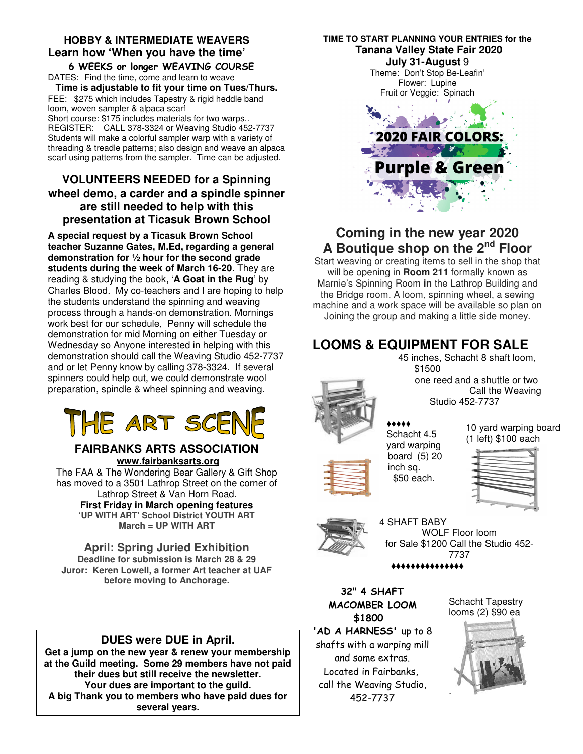## HOBBY & INTERMEDIATE WEAVERS

### Learn how 'When you have the time'

**6 WEEKS or longer WEAVING COURSE**

DATES: Find the time, come and learn to weave

**Time is adjustable to fit your time on Tues/Thurs.**

FEE: $275 which includes Tapestry & rigid heddle band loom, woven sampler & alpaca scarf

Short course: $175 includes materials for two warps..

REGISTER: CALL 378-3324 or Weaving Studio 452-7737

Students will make a colorful sampler warp with a variety of threading & treadle patterns; also design and weave an alpaca scarf using patterns from the sampler. Time can be adjusted.

## VOLUNTEERS NEEDED for a Spinning wheel demo, a carder and a spindle spinner are still needed to help with this presentation at Ticasuk Brown School

**A special request by a Ticasuk Brown School teacher Suzanne Gates, M.Ed, regarding a general demonstration for ½ hour for the second grade students during the week of March 16-20**. They are reading & studying the book, '**A Goat in the Rug**' by Charles Blood. My co-teachers and I are hoping to help the students understand the spinning and weaving process through a hands-on demonstration. Mornings work best for our schedule, Penny will schedule the demonstration for mid Morning on either Tuesday or Wednesday so Anyone interested in helping with this demonstration should call the Weaving Studio 452-7737 and or let Penny know by calling 378-3324. If several spinners could help out, we could demonstrate wool preparation, spindle & wheel spinning and weaving.

# THE ART SCENE

## FAIRBANKS ARTS ASSOCIATION

**www.fairbanksarts.org**

The FAA & The Wondering Bear Gallery & Gift Shop has moved to a 3501 Lathrop Street on the corner of Lathrop Street & Van Horn Road.

**First Friday in March opening features**
**'UP WITH ART' School District YOUTH ART**
**March = UP WITH ART**

### April: Spring Juried Exhibition

**Deadline for submission is March 28 & 29**
**Juror: Keren Lowell, a former Art teacher at UAF before moving to Anchorage.**

### DUES were DUE in April.

**Get a jump on the new year & renew your membership at the Guild meeting. Some 29 members have not paid their dues but still receive the newsletter.**
**Your dues are important to the guild.**
**A big Thank you to members who have paid dues for several years.**

**TIME TO START PLANNING YOUR ENTRIES for the**
**Tanana Valley State Fair 2020**
**July 31-August** 9

Theme: Don't Stop Be-Leafin'
Flower: Lupine
Fruit or Veggie: Spinach

**2020 FAIR COLORS: Purple & Green**

## Coming in the new year 2020 A Boutique shop on the 2nd Floor

Start weaving or creating items to sell in the shop that will be opening in **Room 211** formally known as Marnie's Spinning Room **in** the Lathrop Building and the Bridge room. A loom, spinning wheel, a sewing machine and a work space will be available so plan on Joining the group and making a little side money.

## LOOMS & EQUIPMENT FOR SALE

45 inches, Schacht 8 shaft loom, $1500 one reed and a shuttle or two Call the Weaving Studio 452-7737

♦♦♦♦♦

Schacht 4.5 yard warping board (5) 20 inch sq. $50 each.

10 yard warping board (1 left) $100 each

4 SHAFT BABY WOLF Floor loom for Sale $1200 Call the Studio 452-7737

♦♦♦♦♦♦♦♦♦♦♦♦♦♦♦

**32" 4 SHAFT MACOMBER LOOM $1800**
**'AD A HARNESS'** up to 8 shafts with a warping mill and some extras.
Located in Fairbanks, call the Weaving Studio, 452-7737

Schacht Tapestry looms (2) $90 ea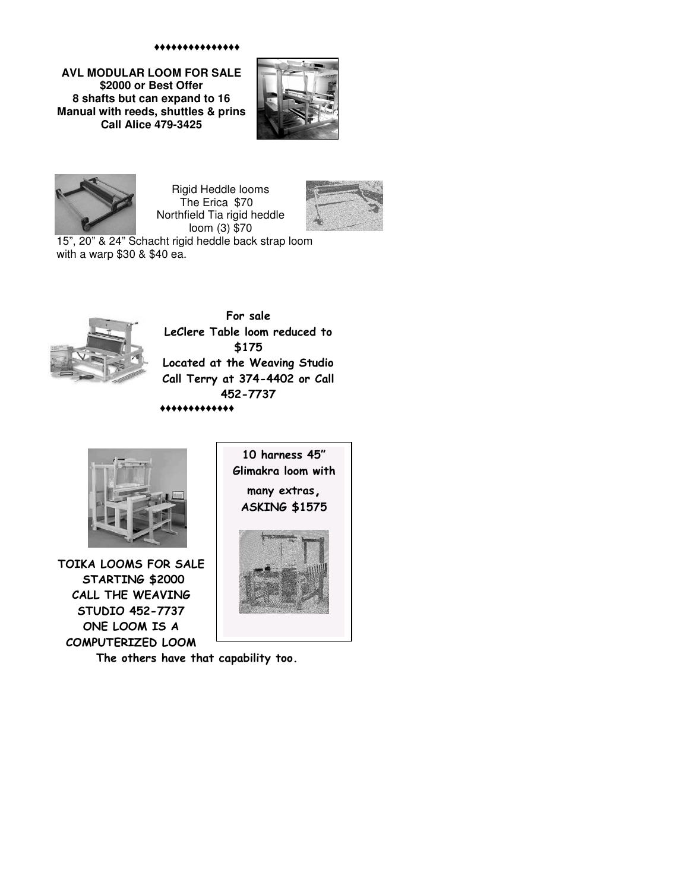♦♦♦♦♦♦♦♦♦♦♦♦♦♦♦

**AVL MODULAR LOOM FOR SALE**
**$2000 or Best Offer**
**8 shafts but can expand to 16**
**Manual with reeds, shuttles & prins**
**Call Alice 479-3425**

Rigid Heddle looms
The Erica $70
Northfield Tia rigid heddle loom (3) $70
15", 20" & 24" Schacht rigid heddle back strap loom with a warp $30 & $40 ea.

**For sale**
**LeClere Table loom reduced to $175**
**Located at the Weaving Studio**
**Call Terry at 374-4402 or Call 452-7737**

♦♦♦♦♦♦♦♦♦♦♦♦♦

**TOIKA LOOMS FOR SALE STARTING $2000**
**CALL THE WEAVING STUDIO 452-7737**
**ONE LOOM IS A COMPUTERIZED LOOM**
**The others have that capability too.**

**10 harness 45" Glimakra loom with many extras, ASKING $1575**